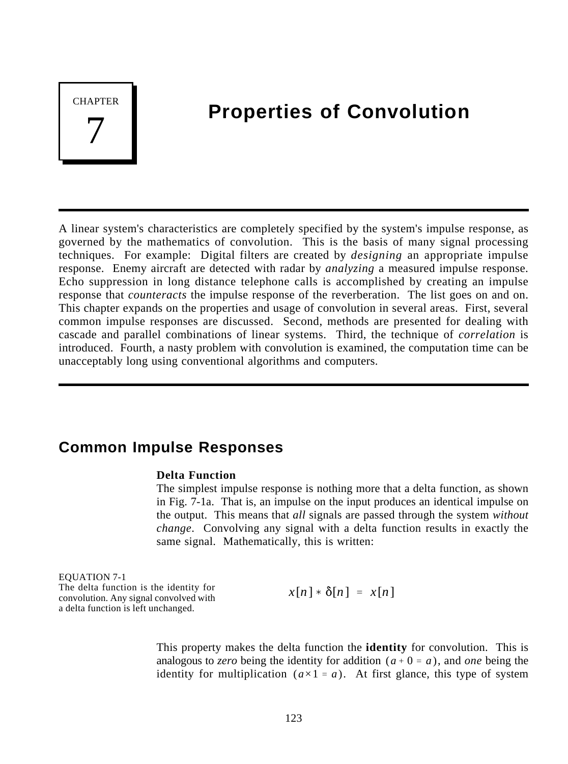# CHAPTER 7

# Properties of Convolution

A linear system's characteristics are completely specified by the system's impulse response, as governed by the mathematics of convolution. This is the basis of many signal processing techniques. For example: Digital filters are created by *designing* an appropriate impulse response. Enemy aircraft are detected with radar by *analyzing* a measured impulse response. Echo suppression in long distance telephone calls is accomplished by creating an impulse response that *counteracts* the impulse response of the reverberation. The list goes on and on. This chapter expands on the properties and usage of convolution in several areas. First, several common impulse responses are discussed. Second, methods are presented for dealing with cascade and parallel combinations of linear systems. Third, the technique of *correlation* is introduced. Fourth, a nasty problem with convolution is examined, the computation time can be unacceptably long using conventional algorithms and computers.

## Common Impulse Responses

### Delta Function

The simplest impulse response is nothing more that a delta function, as shown in Fig. 7-1a. That is, an impulse on the input produces an identical impulse on the output. This means that *all* signals are passed through the system *without change*. Convolving any signal with a delta function results in exactly the same signal. Mathematically, this is written:

EQUATION 7-1
The delta function is the identity for convolution. Any signal convolved with a delta function is left unchanged.

$$x[n] * \delta[n] = x[n]$$

This property makes the delta function the **identity** for convolution. This is analogous to *zero* being the identity for addition $(a + 0 = a)$, and *one* being the identity for multiplication $(a \times 1 = a)$. At first glance, this type of system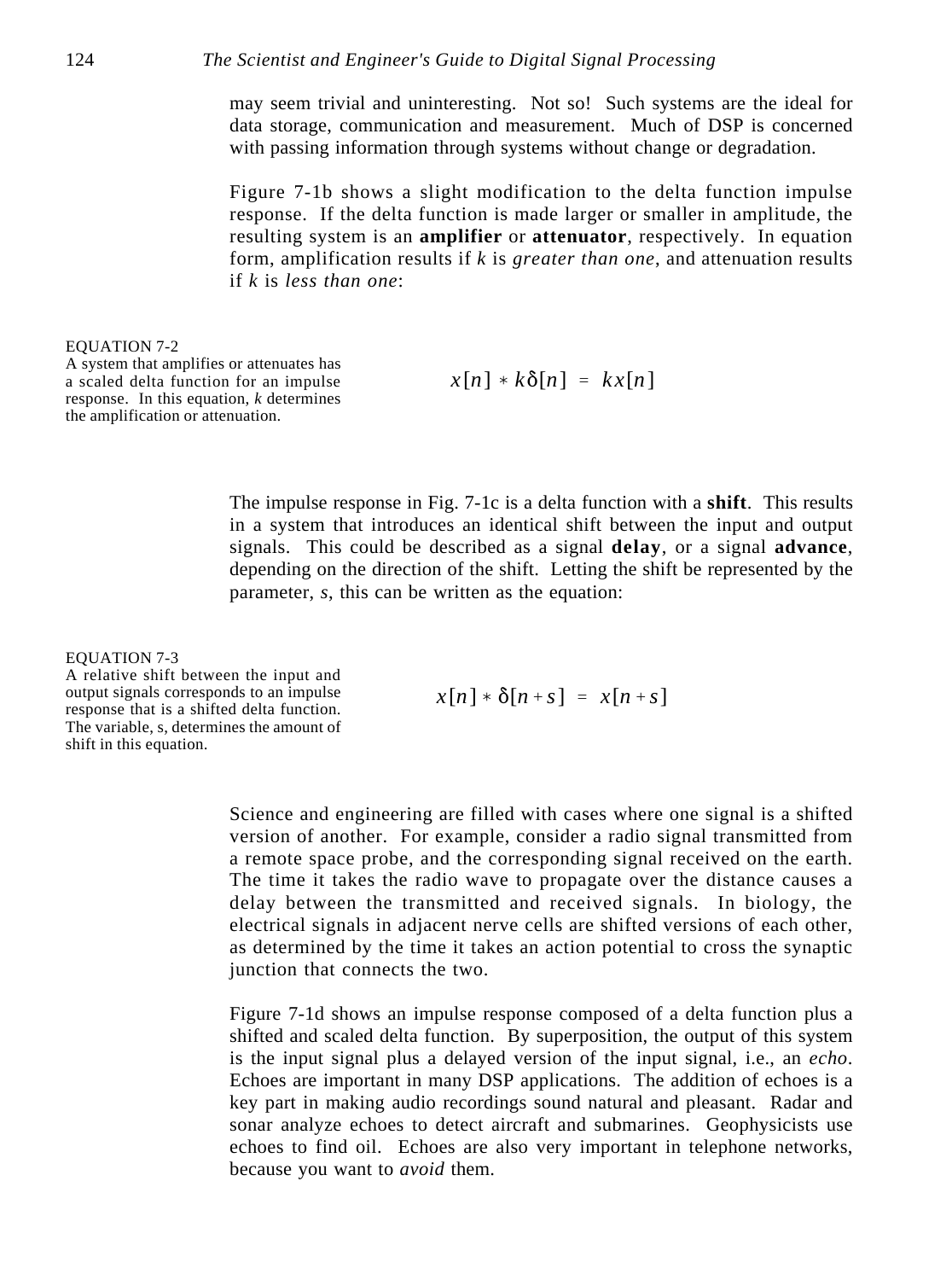may seem trivial and uninteresting. Not so! Such systems are the ideal for data storage, communication and measurement. Much of DSP is concerned with passing information through systems without change or degradation.

Figure 7-1b shows a slight modification to the delta function impulse response. If the delta function is made larger or smaller in amplitude, the resulting system is an **amplifier** or **attenuator**, respectively. In equation form, amplification results if $k$ is *greater than one*, and attenuation results if $k$ is *less than one*:

EQUATION 7-2
A system that amplifies or attenuates has a scaled delta function for an impulse response. In this equation, $k$ determines the amplification or attenuation.

$$x[n] * k\delta[n] = kx[n]$$

The impulse response in Fig. 7-1c is a delta function with a **shift**. This results in a system that introduces an identical shift between the input and output signals. This could be described as a signal **delay**, or a signal **advance**, depending on the direction of the shift. Letting the shift be represented by the parameter, $s$, this can be written as the equation:

EQUATION 7-3
A relative shift between the input and output signals corresponds to an impulse response that is a shifted delta function. The variable, s, determines the amount of shift in this equation.

$$x[n] * \delta[n+s] = x[n+s]$$

Science and engineering are filled with cases where one signal is a shifted version of another. For example, consider a radio signal transmitted from a remote space probe, and the corresponding signal received on the earth. The time it takes the radio wave to propagate over the distance causes a delay between the transmitted and received signals. In biology, the electrical signals in adjacent nerve cells are shifted versions of each other, as determined by the time it takes an action potential to cross the synaptic junction that connects the two.

Figure 7-1d shows an impulse response composed of a delta function plus a shifted and scaled delta function. By superposition, the output of this system is the input signal plus a delayed version of the input signal, i.e., an *echo*. Echoes are important in many DSP applications. The addition of echoes is a key part in making audio recordings sound natural and pleasant. Radar and sonar analyze echoes to detect aircraft and submarines. Geophysicists use echoes to find oil. Echoes are also very important in telephone networks, because you want to *avoid* them.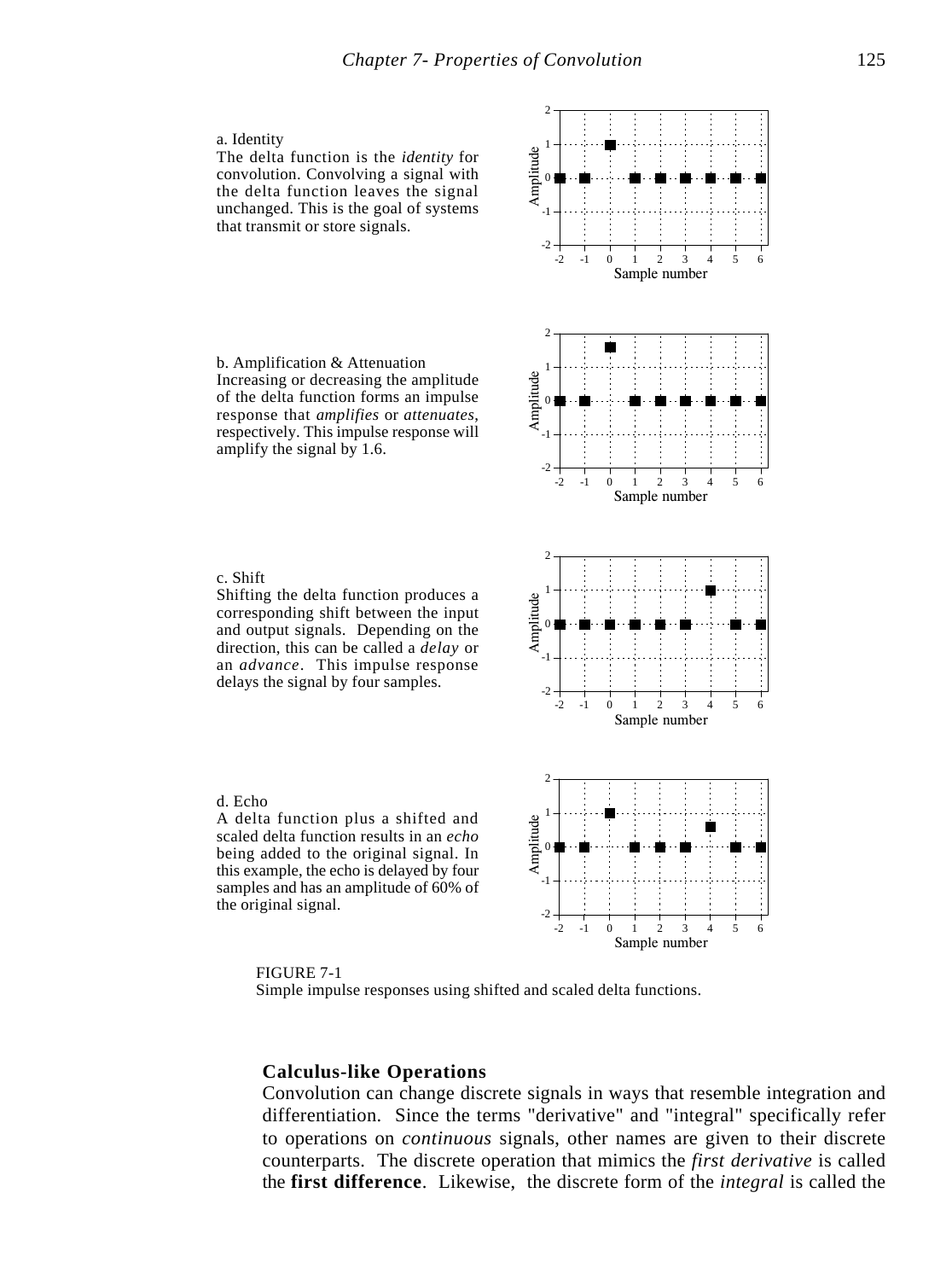a. Identity
The delta function is the *identity* for convolution. Convolving a signal with the delta function leaves the signal unchanged. This is the goal of systems that transmit or store signals.

b. Amplification & Attenuation
Increasing or decreasing the amplitude of the delta function forms an impulse response that *amplifies* or *attenuates*, respectively. This impulse response will amplify the signal by 1.6.

c. Shift
Shifting the delta function produces a corresponding shift between the input and output signals. Depending on the direction, this can be called a *delay* or an *advance*. This impulse response delays the signal by four samples.

d. Echo
A delta function plus a shifted and scaled delta function results in an *echo* being added to the original signal. In this example, the echo is delayed by four samples and has an amplitude of 60% of the original signal.

FIGURE 7-1
Simple impulse responses using shifted and scaled delta functions.

### Calculus-like Operations

Convolution can change discrete signals in ways that resemble integration and differentiation. Since the terms "derivative" and "integral" specifically refer to operations on *continuous* signals, other names are given to their discrete counterparts. The discrete operation that mimics the *first derivative* is called the **first difference**. Likewise, the discrete form of the *integral* is called the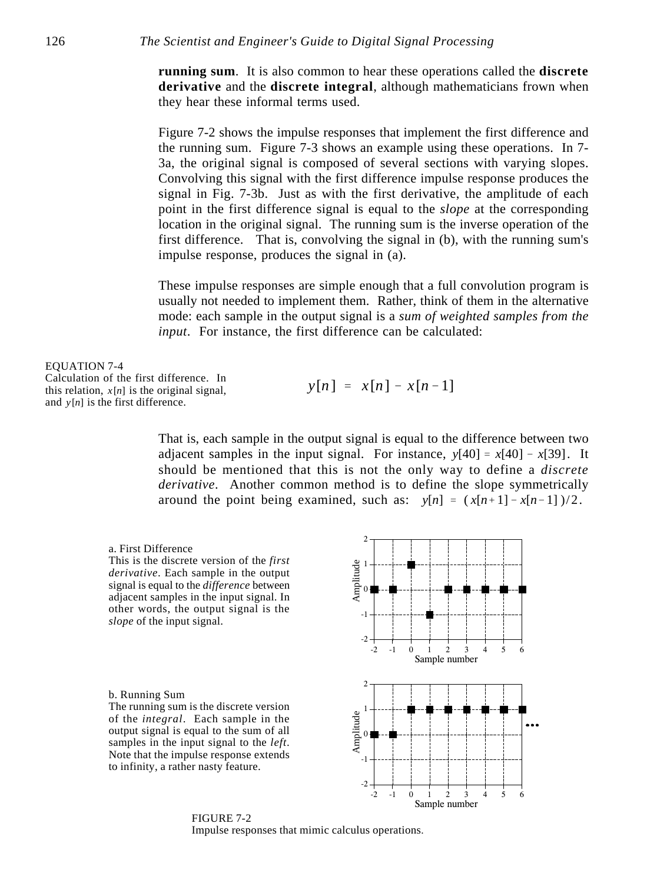**running sum**. It is also common to hear these operations called the **discrete derivative** and the **discrete integral**, although mathematicians frown when they hear these informal terms used.

Figure 7-2 shows the impulse responses that implement the first difference and the running sum. Figure 7-3 shows an example using these operations. In 7-3a, the original signal is composed of several sections with varying slopes. Convolving this signal with the first difference impulse response produces the signal in Fig. 7-3b. Just as with the first derivative, the amplitude of each point in the first difference signal is equal to the *slope* at the corresponding location in the original signal. The running sum is the inverse operation of the first difference. That is, convolving the signal in (b), with the running sum's impulse response, produces the signal in (a).

These impulse responses are simple enough that a full convolution program is usually not needed to implement them. Rather, think of them in the alternative mode: each sample in the output signal is a *sum of weighted samples from the input*. For instance, the first difference can be calculated:

EQUATION 7-4
Calculation of the first difference. In this relation, $x[n]$ is the original signal, and $y[n]$ is the first difference.

$$y[n] = x[n] - x[n-1]$$

That is, each sample in the output signal is equal to the difference between two adjacent samples in the input signal. For instance, $y[40] = x[40] - x[39]$. It should be mentioned that this is not the only way to define a *discrete derivative*. Another common method is to define the slope symmetrically around the point being examined, such as: $y[n] = (x[n+1] - x[n-1])/2$.

a. First Difference
This is the discrete version of the *first derivative*. Each sample in the output signal is equal to the *difference* between adjacent samples in the input signal. In other words, the output signal is the *slope* of the input signal.

b. Running Sum
The running sum is the discrete version of the *integral*. Each sample in the output signal is equal to the sum of all samples in the input signal to the *left*. Note that the impulse response extends to infinity, a rather nasty feature.

FIGURE 7-2
Impulse responses that mimic calculus operations.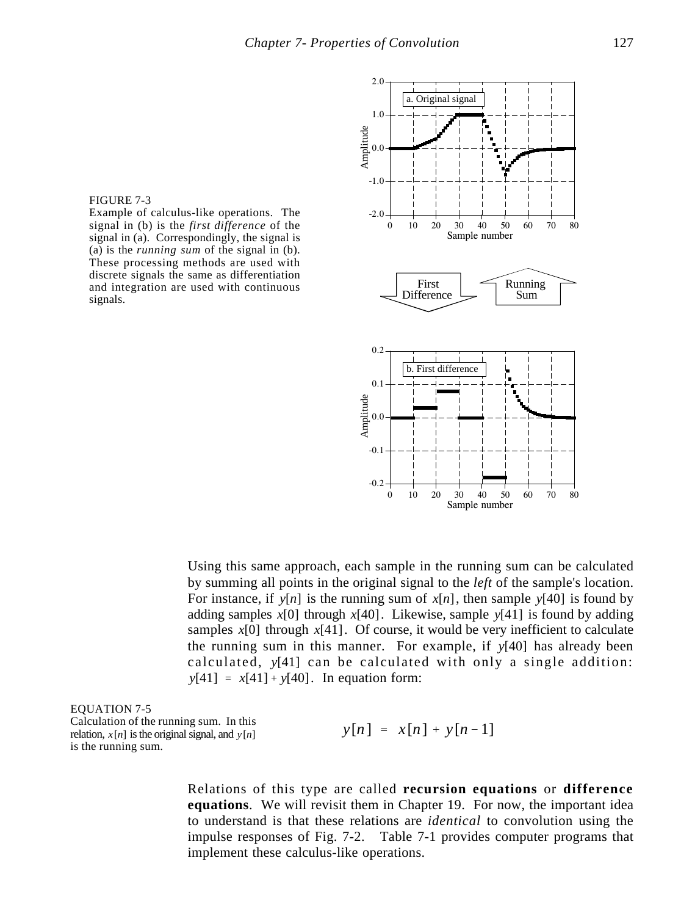FIGURE 7-3
Example of calculus-like operations. The signal in (b) is the *first difference* of the signal in (a). Correspondingly, the signal is (a) is the *running sum* of the signal in (b). These processing methods are used with discrete signals the same as differentiation and integration are used with continuous signals.

Using this same approach, each sample in the running sum can be calculated by summing all points in the original signal to the *left* of the sample's location. For instance, if $y[n]$ is the running sum of $x[n]$, then sample $y[40]$ is found by adding samples $x[0]$ through $x[40]$. Likewise, sample $y[41]$ is found by adding samples $x[0]$ through $x[41]$. Of course, it would be very inefficient to calculate the running sum in this manner. For example, if $y[40]$ has already been calculated, $y[41]$ can be calculated with only a single addition: $y[41] = x[41] + y[40]$. In equation form:

EQUATION 7-5
Calculation of the running sum. In this relation, $x[n]$ is the original signal, and $y[n]$ is the running sum.

$$y[n] = x[n] + y[n-1]$$

Relations of this type are called **recursion equations** or **difference equations**. We will revisit them in Chapter 19. For now, the important idea to understand is that these relations are *identical* to convolution using the impulse responses of Fig. 7-2. Table 7-1 provides computer programs that implement these calculus-like operations.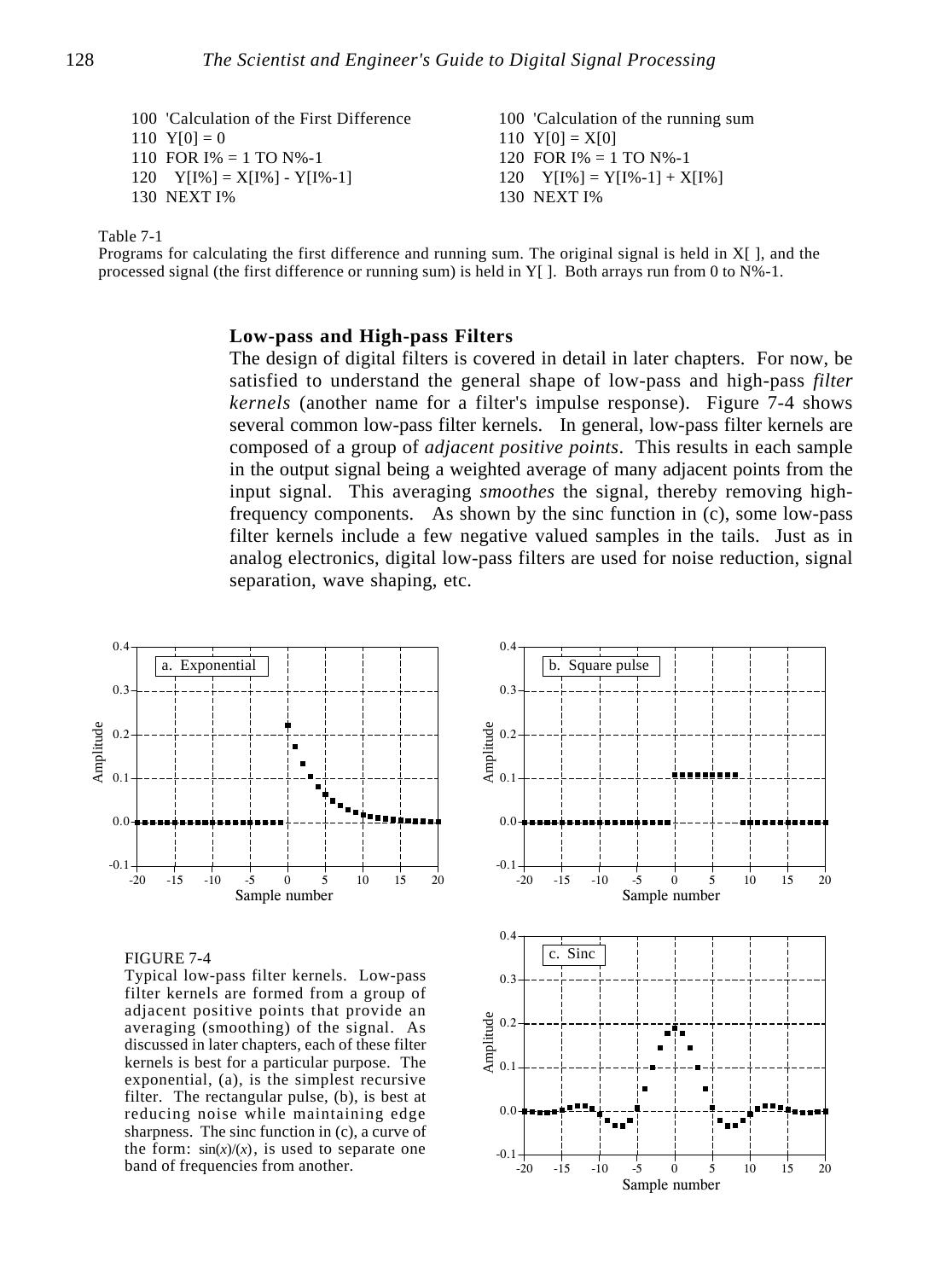```
100 'Calculation of the First Difference
110 Y[0] = 0
110 FOR I% = 1 TO N%-1
120   Y[I%] = X[I%] - Y[I%-1]
130 NEXT I%
```

```
100 'Calculation of the running sum
110 Y[0] = X[0]
120 FOR I% = 1 TO N%-1
120   Y[I%] = Y[I%-1] + X[I%]
130 NEXT I%
```

Table 7-1
Programs for calculating the first difference and running sum. The original signal is held in X[ ], and the processed signal (the first difference or running sum) is held in Y[ ]. Both arrays run from 0 to N%-1.

### Low-pass and High-pass Filters

The design of digital filters is covered in detail in later chapters. For now, be satisfied to understand the general shape of low-pass and high-pass *filter kernels* (another name for a filter's impulse response). Figure 7-4 shows several common low-pass filter kernels. In general, low-pass filter kernels are composed of a group of *adjacent positive points*. This results in each sample in the output signal being a weighted average of many adjacent points from the input signal. This averaging *smoothes* the signal, thereby removing high-frequency components. As shown by the sinc function in (c), some low-pass filter kernels include a few negative valued samples in the tails. Just as in analog electronics, digital low-pass filters are used for noise reduction, signal separation, wave shaping, etc.

FIGURE 7-4
Typical low-pass filter kernels. Low-pass filter kernels are formed from a group of adjacent positive points that provide an averaging (smoothing) of the signal. As discussed in later chapters, each of these filter kernels is best for a particular purpose. The exponential, (a), is the simplest recursive filter. The rectangular pulse, (b), is best at reducing noise while maintaining edge sharpness. The sinc function in (c), a curve of the form: $\sin(x)/(x)$, is used to separate one band of frequencies from another.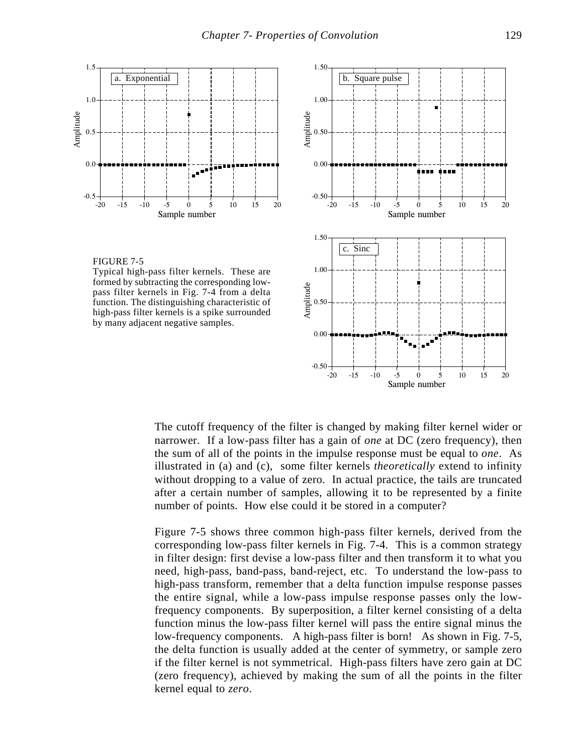FIGURE 7-5
Typical high-pass filter kernels. These are formed by subtracting the corresponding low-pass filter kernels in Fig. 7-4 from a delta function. The distinguishing characteristic of high-pass filter kernels is a spike surrounded by many adjacent negative samples.

The cutoff frequency of the filter is changed by making filter kernel wider or narrower. If a low-pass filter has a gain of *one* at DC (zero frequency), then the sum of all of the points in the impulse response must be equal to *one*. As illustrated in (a) and (c), some filter kernels *theoretically* extend to infinity without dropping to a value of zero. In actual practice, the tails are truncated after a certain number of samples, allowing it to be represented by a finite number of points. How else could it be stored in a computer?

Figure 7-5 shows three common high-pass filter kernels, derived from the corresponding low-pass filter kernels in Fig. 7-4. This is a common strategy in filter design: first devise a low-pass filter and then transform it to what you need, high-pass, band-pass, band-reject, etc. To understand the low-pass to high-pass transform, remember that a delta function impulse response passes the entire signal, while a low-pass impulse response passes only the low-frequency components. By superposition, a filter kernel consisting of a delta function minus the low-pass filter kernel will pass the entire signal minus the low-frequency components. A high-pass filter is born! As shown in Fig. 7-5, the delta function is usually added at the center of symmetry, or sample zero if the filter kernel is not symmetrical. High-pass filters have zero gain at DC (zero frequency), achieved by making the sum of all the points in the filter kernel equal to *zero*.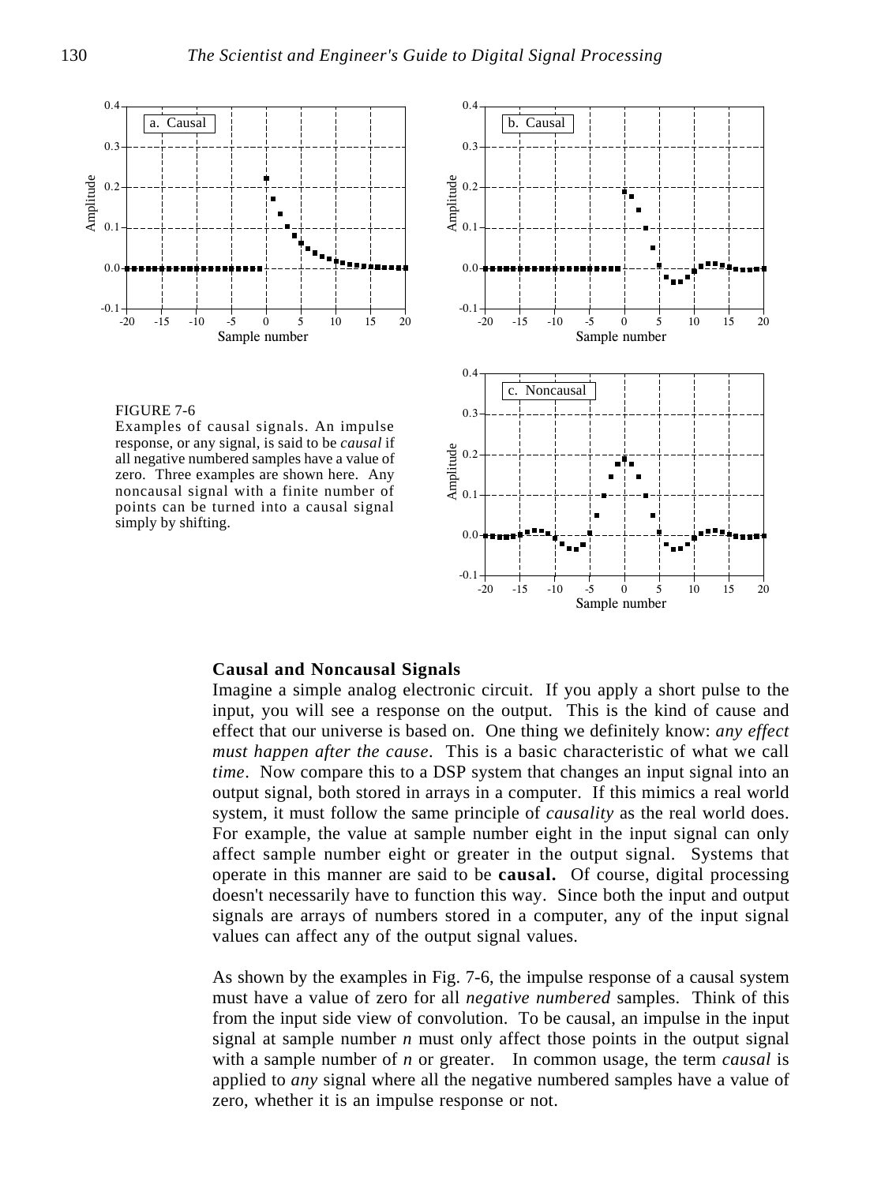FIGURE 7-6
Examples of causal signals. An impulse response, or any signal, is said to be *causal* if all negative numbered samples have a value of zero. Three examples are shown here. Any noncausal signal with a finite number of points can be turned into a causal signal simply by shifting.

## Causal and Noncausal Signals

Imagine a simple analog electronic circuit. If you apply a short pulse to the input, you will see a response on the output. This is the kind of cause and effect that our universe is based on. One thing we definitely know: *any effect must happen after the cause*. This is a basic characteristic of what we call *time*. Now compare this to a DSP system that changes an input signal into an output signal, both stored in arrays in a computer. If this mimics a real world system, it must follow the same principle of *causality* as the real world does. For example, the value at sample number eight in the input signal can only affect sample number eight or greater in the output signal. Systems that operate in this manner are said to be **causal.** Of course, digital processing doesn't necessarily have to function this way. Since both the input and output signals are arrays of numbers stored in a computer, any of the input signal values can affect any of the output signal values.

As shown by the examples in Fig. 7-6, the impulse response of a causal system must have a value of zero for all *negative numbered* samples. Think of this from the input side view of convolution. To be causal, an impulse in the input signal at sample number $n$ must only affect those points in the output signal with a sample number of $n$ or greater. In common usage, the term *causal* is applied to *any* signal where all the negative numbered samples have a value of zero, whether it is an impulse response or not.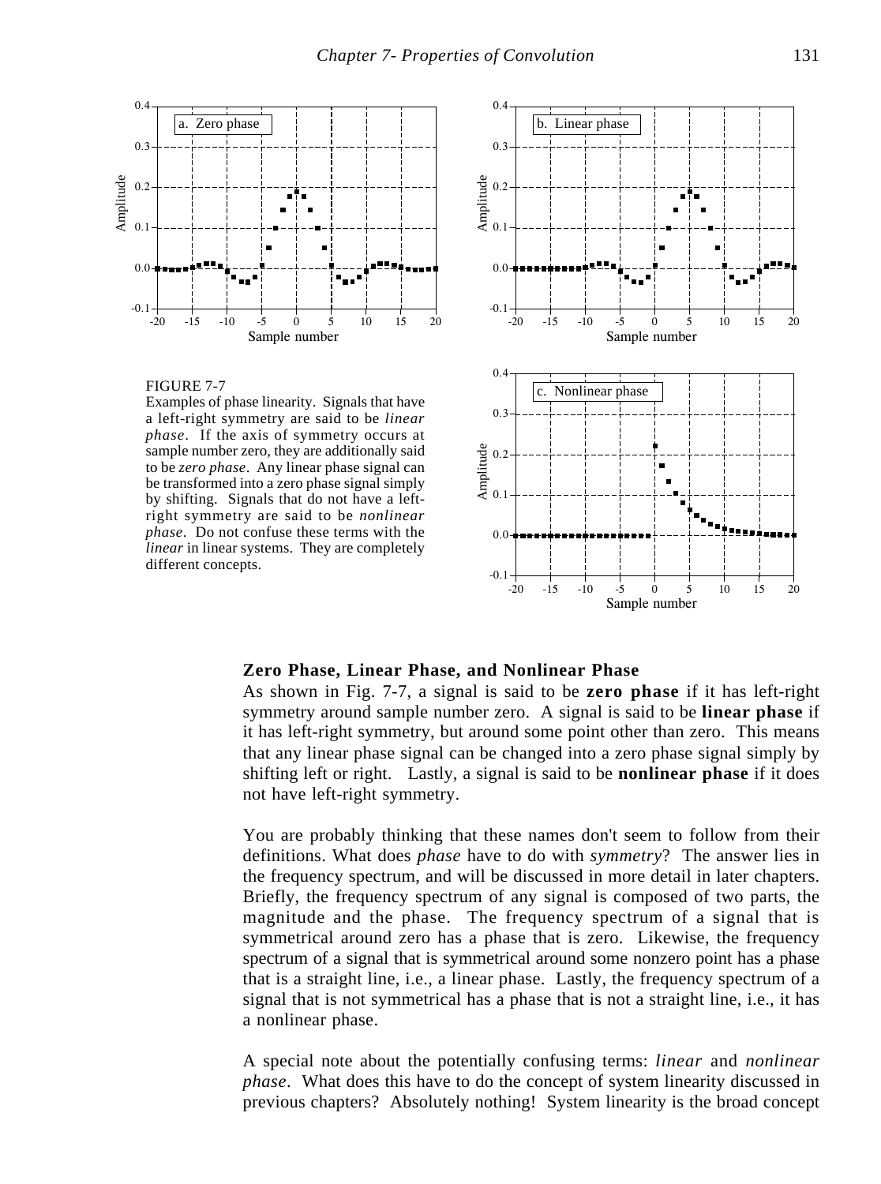a. Zero phase

Amplitude

0.4
0.3
0.2
0.1
0.0
-0.1

-20 -15 -10 -5 0 5 10 15 20

Sample number

b. Linear phase

Amplitude

0.4
0.3
0.2
0.1
0.0
-0.1

-20 -15 -10 -5 0 5 10 15 20

Sample number

c. Nonlinear phase

Amplitude

0.4
0.3
0.2
0.1
0.0
-0.1

-20 -15 -10 -5 0 5 10 15 20

Sample number

FIGURE 7-7
Examples of phase linearity. Signals that have a left-right symmetry are said to be *linear phase*. If the axis of symmetry occurs at sample number zero, they are additionally said to be *zero phase*. Any linear phase signal can be transformed into a zero phase signal simply by shifting. Signals that do not have a left-right symmetry are said to be *nonlinear phase*. Do not confuse these terms with the *linear* in linear systems. They are completely different concepts.

## Zero Phase, Linear Phase, and Nonlinear Phase

As shown in Fig. 7-7, a signal is said to be **zero phase** if it has left-right symmetry around sample number zero. A signal is said to be **linear phase** if it has left-right symmetry, but around some point other than zero. This means that any linear phase signal can be changed into a zero phase signal simply by shifting left or right. Lastly, a signal is said to be **nonlinear phase** if it does not have left-right symmetry.

You are probably thinking that these names don't seem to follow from their definitions. What does *phase* have to do with *symmetry*? The answer lies in the frequency spectrum, and will be discussed in more detail in later chapters. Briefly, the frequency spectrum of any signal is composed of two parts, the magnitude and the phase. The frequency spectrum of a signal that is symmetrical around zero has a phase that is zero. Likewise, the frequency spectrum of a signal that is symmetrical around some nonzero point has a phase that is a straight line, i.e., a linear phase. Lastly, the frequency spectrum of a signal that is not symmetrical has a phase that is not a straight line, i.e., it has a nonlinear phase.

A special note about the potentially confusing terms: *linear* and *nonlinear phase*. What does this have to do the concept of system linearity discussed in previous chapters? Absolutely nothing! System linearity is the broad concept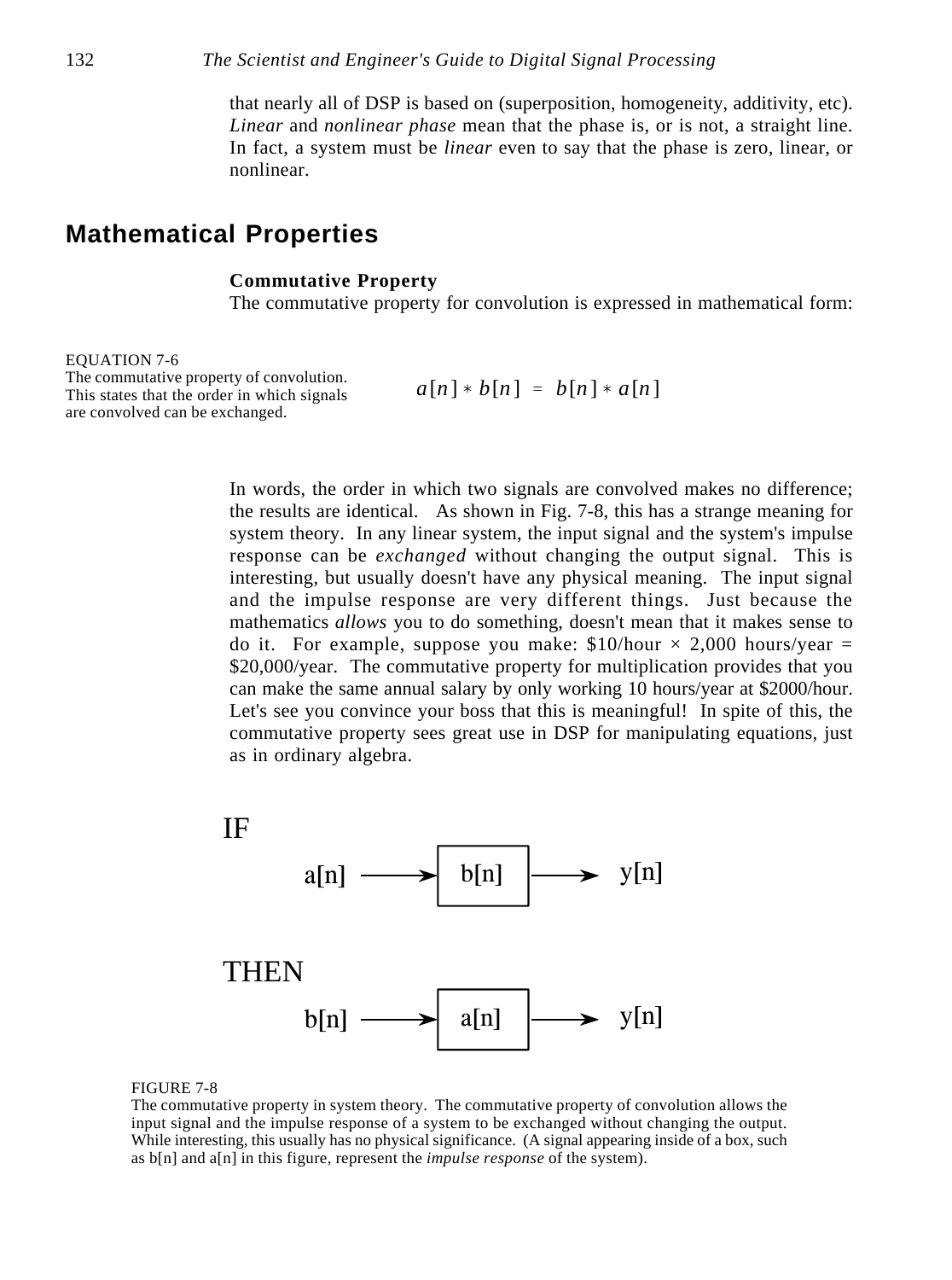that nearly all of DSP is based on (superposition, homogeneity, additivity, etc). *Linear* and *nonlinear phase* mean that the phase is, or is not, a straight line. In fact, a system must be *linear* even to say that the phase is zero, linear, or nonlinear.

## Mathematical Properties

**Commutative Property**

The commutative property for convolution is expressed in mathematical form:

EQUATION 7-6
The commutative property of convolution. This states that the order in which signals are convolved can be exchanged.

$$a[n] * b[n] = b[n] * a[n]$$

In words, the order in which two signals are convolved makes no difference; the results are identical. As shown in Fig. 7-8, this has a strange meaning for system theory. In any linear system, the input signal and the system's impulse response can be *exchanged* without changing the output signal. This is interesting, but usually doesn't have any physical meaning. The input signal and the impulse response are very different things. Just because the mathematics *allows* you to do something, doesn't mean that it makes sense to do it. For example, suppose you make: $10/hour × 2,000 hours/year = $20,000/year. The commutative property for multiplication provides that you can make the same annual salary by only working 10 hours/year at $2000/hour. Let's see you convince your boss that this is meaningful! In spite of this, the commutative property sees great use in DSP for manipulating equations, just as in ordinary algebra.

IF

a[n] → [b[n]] → y[n]

THEN

b[n] → [a[n]] → y[n]

FIGURE 7-8
The commutative property in system theory. The commutative property of convolution allows the input signal and the impulse response of a system to be exchanged without changing the output. While interesting, this usually has no physical significance. (A signal appearing inside of a box, such as b[n] and a[n] in this figure, represent the *impulse response* of the system).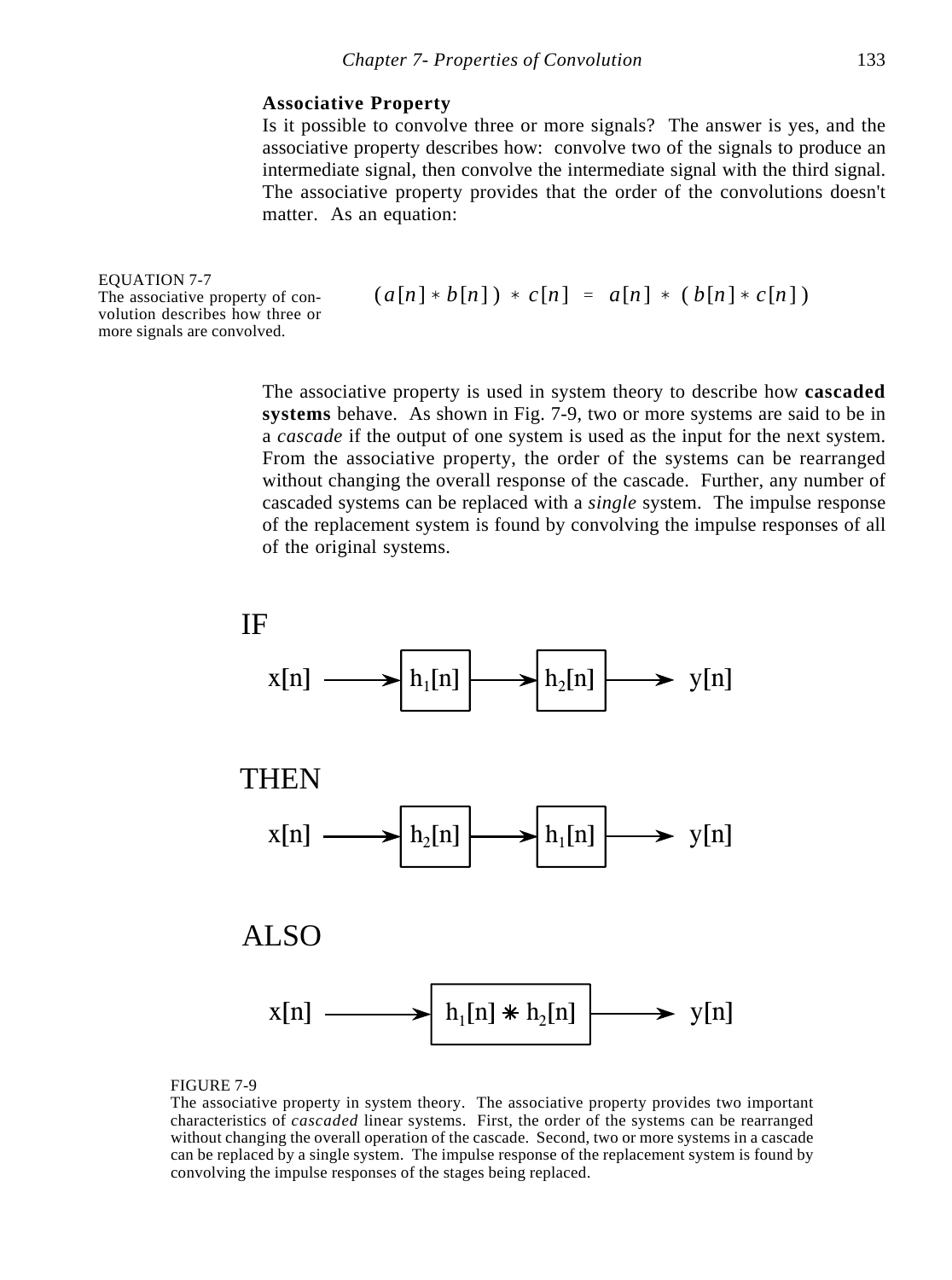### Associative Property

Is it possible to convolve three or more signals? The answer is yes, and the associative property describes how: convolve two of the signals to produce an intermediate signal, then convolve the intermediate signal with the third signal. The associative property provides that the order of the convolutions doesn't matter. As an equation:

$$(a[n] * b[n]) * c[n] = a[n] * (b[n] * c[n])$$

EQUATION 7-7
The associative property of convolution describes how three or more signals are convolved.

The associative property is used in system theory to describe how **cascaded systems** behave. As shown in Fig. 7-9, two or more systems are said to be in a *cascade* if the output of one system is used as the input for the next system. From the associative property, the order of the systems can be rearranged without changing the overall response of the cascade. Further, any number of cascaded systems can be replaced with a *single* system. The impulse response of the replacement system is found by convolving the impulse responses of all of the original systems.

IF

$x[n] \rightarrow h_1[n] \rightarrow h_2[n] \rightarrow y[n]$

THEN

$x[n] \rightarrow h_2[n] \rightarrow h_1[n] \rightarrow y[n]$

ALSO

$x[n] \rightarrow h_1[n] * h_2[n] \rightarrow y[n]$

FIGURE 7-9
The associative property in system theory. The associative property provides two important characteristics of *cascaded* linear systems. First, the order of the systems can be rearranged without changing the overall operation of the cascade. Second, two or more systems in a cascade can be replaced by a single system. The impulse response of the replacement system is found by convolving the impulse responses of the stages being replaced.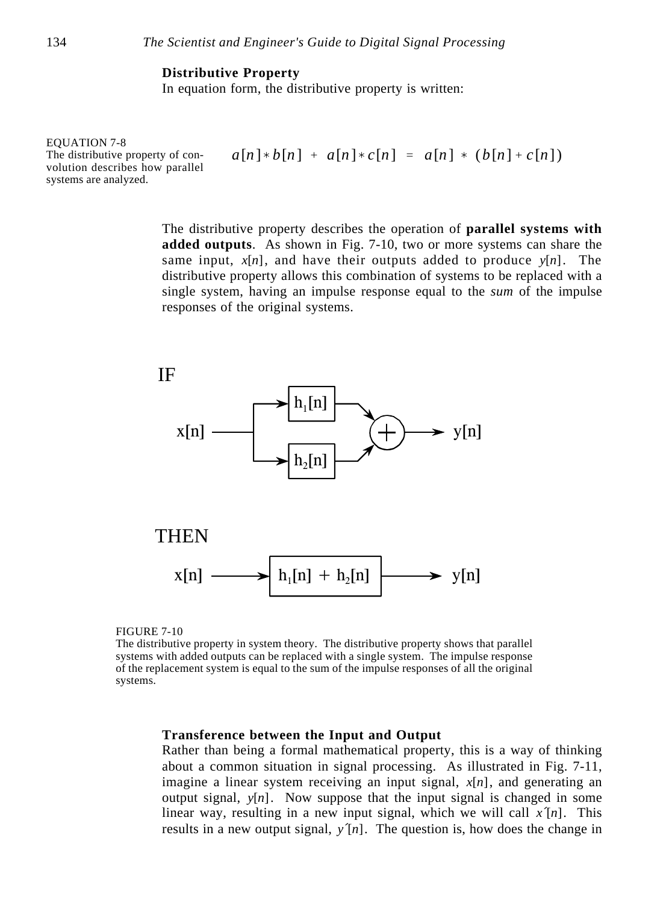### Distributive Property

In equation form, the distributive property is written:

EQUATION 7-8
The distributive property of convolution describes how parallel systems are analyzed.

$$a[n] * b[n] + a[n] * c[n] = a[n] * (b[n] + c[n])$$

The distributive property describes the operation of **parallel systems with added outputs**. As shown in Fig. 7-10, two or more systems can share the same input, $x[n]$, and have their outputs added to produce $y[n]$. The distributive property allows this combination of systems to be replaced with a single system, having an impulse response equal to the *sum* of the impulse responses of the original systems.

IF

$x[n]$ → $h_1[n]$, $h_2[n]$ → + → $y[n]$

THEN

$x[n]$ → $h_1[n] + h_2[n]$ → $y[n]$

FIGURE 7-10
The distributive property in system theory. The distributive property shows that parallel systems with added outputs can be replaced with a single system. The impulse response of the replacement system is equal to the sum of the impulse responses of all the original systems.

### Transference between the Input and Output

Rather than being a formal mathematical property, this is a way of thinking about a common situation in signal processing. As illustrated in Fig. 7-11, imagine a linear system receiving an input signal, $x[n]$, and generating an output signal, $y[n]$. Now suppose that the input signal is changed in some linear way, resulting in a new input signal, which we will call $x'[n]$. This results in a new output signal, $y'[n]$. The question is, how does the change in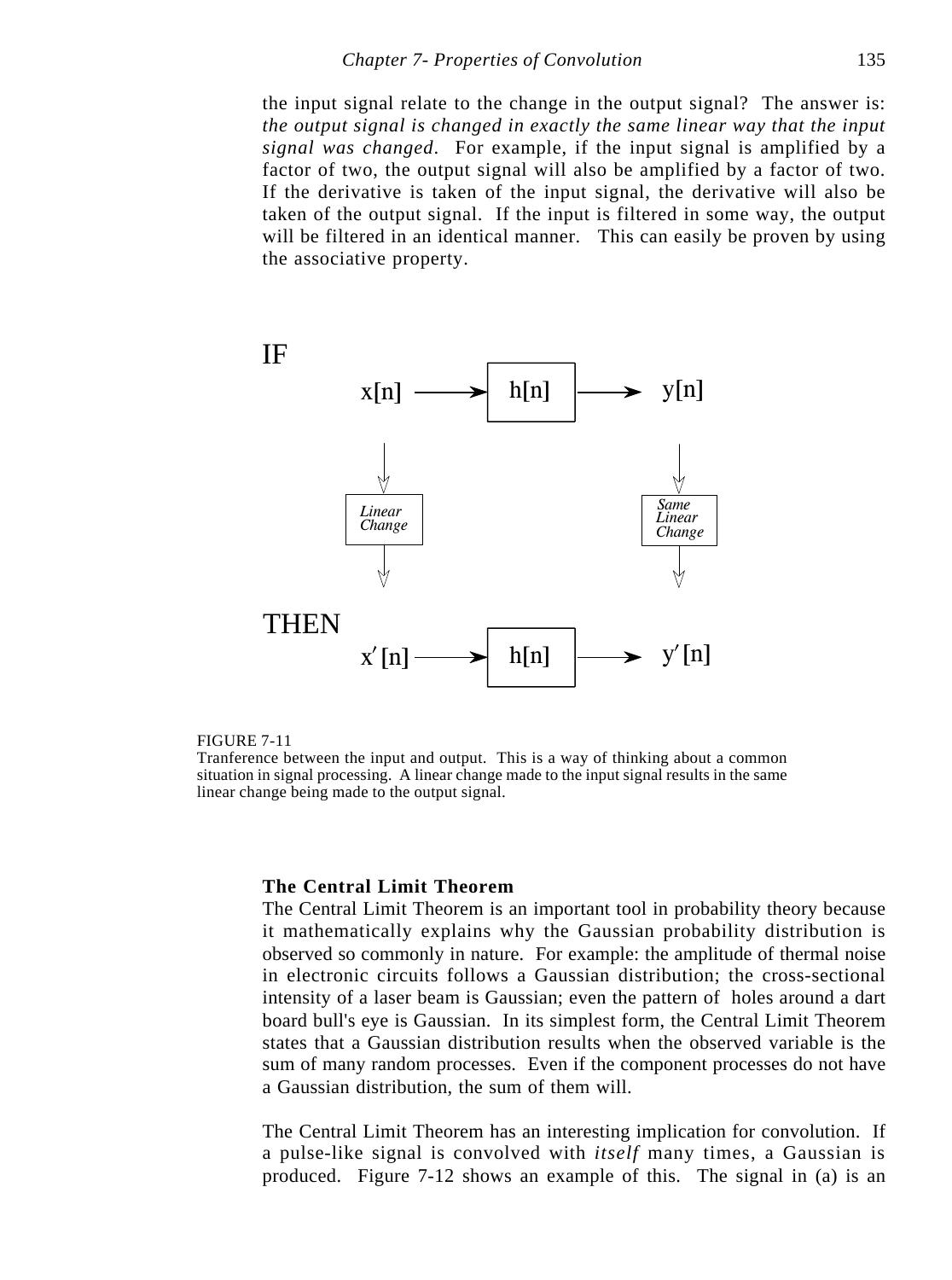the input signal relate to the change in the output signal? The answer is: *the output signal is changed in exactly the same linear way that the input signal was changed*. For example, if the input signal is amplified by a factor of two, the output signal will also be amplified by a factor of two. If the derivative is taken of the input signal, the derivative will also be taken of the output signal. If the input is filtered in some way, the output will be filtered in an identical manner. This can easily be proven by using the associative property.

FIGURE 7-11
Tranference between the input and output. This is a way of thinking about a common situation in signal processing. A linear change made to the input signal results in the same linear change being made to the output signal.

**The Central Limit Theorem**

The Central Limit Theorem is an important tool in probability theory because it mathematically explains why the Gaussian probability distribution is observed so commonly in nature. For example: the amplitude of thermal noise in electronic circuits follows a Gaussian distribution; the cross-sectional intensity of a laser beam is Gaussian; even the pattern of holes around a dart board bull's eye is Gaussian. In its simplest form, the Central Limit Theorem states that a Gaussian distribution results when the observed variable is the sum of many random processes. Even if the component processes do not have a Gaussian distribution, the sum of them will.

The Central Limit Theorem has an interesting implication for convolution. If a pulse-like signal is convolved with *itself* many times, a Gaussian is produced. Figure 7-12 shows an example of this. The signal in (a) is an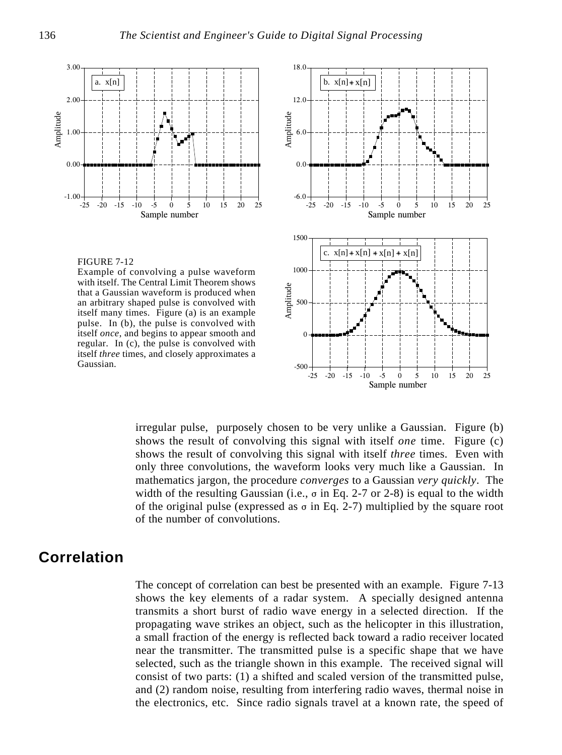FIGURE 7-12
Example of convolving a pulse waveform with itself. The Central Limit Theorem shows that a Gaussian waveform is produced when an arbitrary shaped pulse is convolved with itself many times. Figure (a) is an example pulse. In (b), the pulse is convolved with itself *once*, and begins to appear smooth and regular. In (c), the pulse is convolved with itself *three* times, and closely approximates a Gaussian.

irregular pulse, purposely chosen to be very unlike a Gaussian. Figure (b) shows the result of convolving this signal with itself *one* time. Figure (c) shows the result of convolving this signal with itself *three* times. Even with only three convolutions, the waveform looks very much like a Gaussian. In mathematics jargon, the procedure *converges* to a Gaussian *very quickly*. The width of the resulting Gaussian (i.e., $\sigma$ in Eq. 2-7 or 2-8) is equal to the width of the original pulse (expressed as $\sigma$ in Eq. 2-7) multiplied by the square root of the number of convolutions.

## Correlation

The concept of correlation can best be presented with an example. Figure 7-13 shows the key elements of a radar system. A specially designed antenna transmits a short burst of radio wave energy in a selected direction. If the propagating wave strikes an object, such as the helicopter in this illustration, a small fraction of the energy is reflected back toward a radio receiver located near the transmitter. The transmitted pulse is a specific shape that we have selected, such as the triangle shown in this example. The received signal will consist of two parts: (1) a shifted and scaled version of the transmitted pulse, and (2) random noise, resulting from interfering radio waves, thermal noise in the electronics, etc. Since radio signals travel at a known rate, the speed of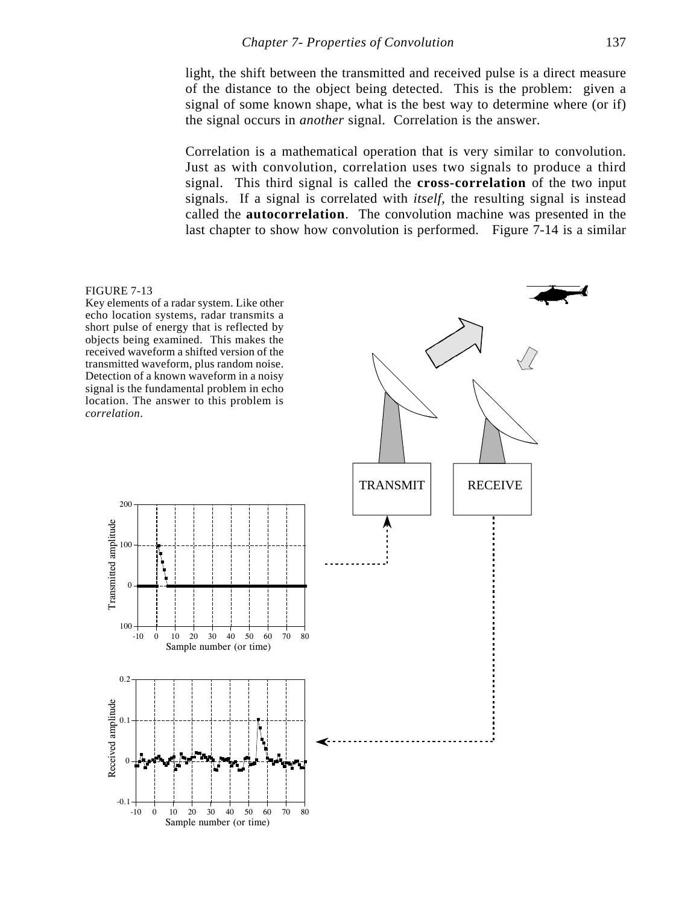light, the shift between the transmitted and received pulse is a direct measure of the distance to the object being detected. This is the problem: given a signal of some known shape, what is the best way to determine where (or if) the signal occurs in *another* signal. Correlation is the answer.

Correlation is a mathematical operation that is very similar to convolution. Just as with convolution, correlation uses two signals to produce a third signal. This third signal is called the **cross-correlation** of the two input signals. If a signal is correlated with *itself*, the resulting signal is instead called the **autocorrelation**. The convolution machine was presented in the last chapter to show how convolution is performed. Figure 7-14 is a similar

FIGURE 7-13
Key elements of a radar system. Like other echo location systems, radar transmits a short pulse of energy that is reflected by objects being examined. This makes the received waveform a shifted version of the transmitted waveform, plus random noise. Detection of a known waveform in a noisy signal is the fundamental problem in echo location. The answer to this problem is *correlation*.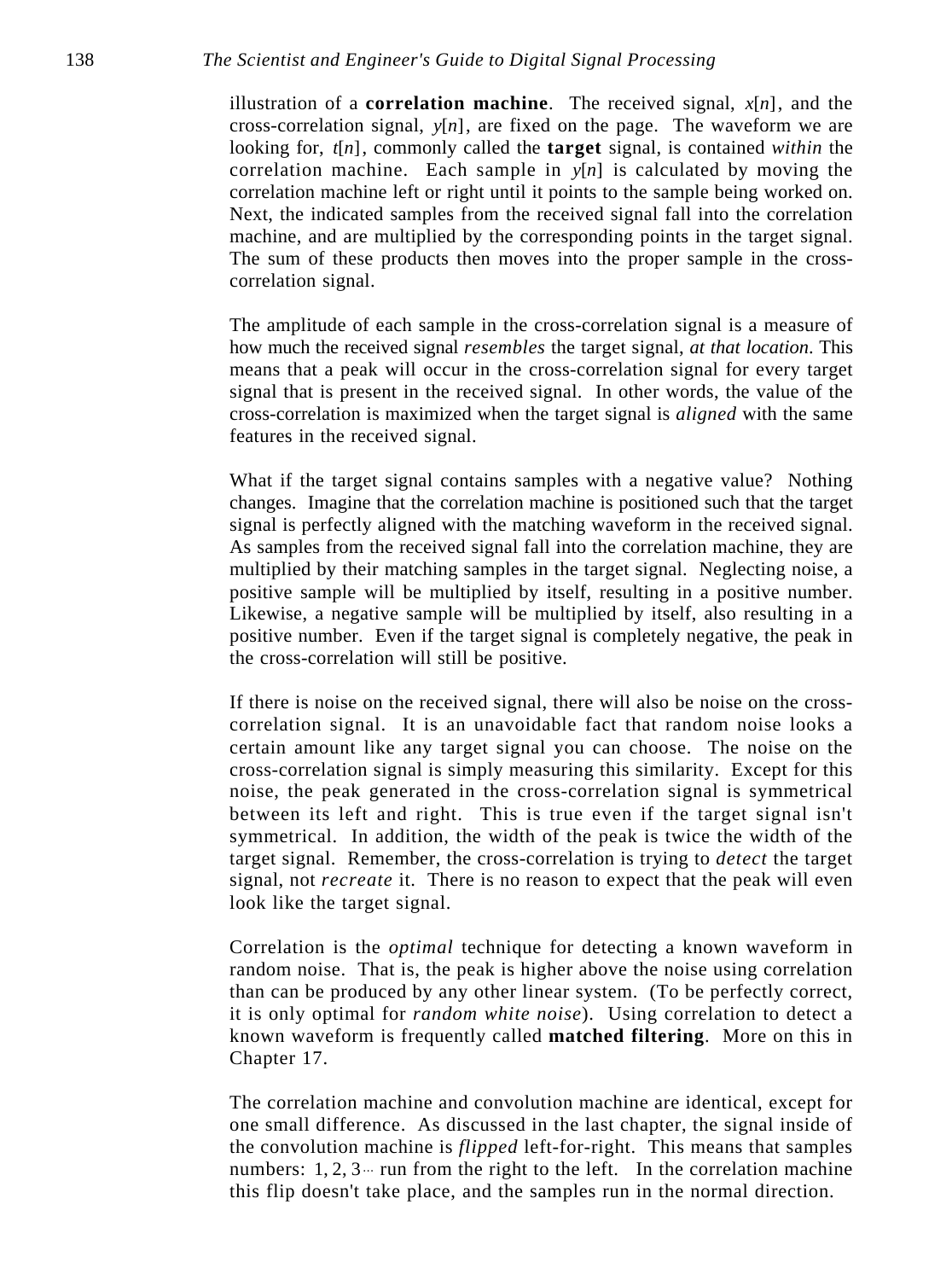illustration of a **correlation machine**. The received signal, $x[n]$, and the cross-correlation signal, $y[n]$, are fixed on the page. The waveform we are looking for, $t[n]$, commonly called the **target** signal, is contained *within* the correlation machine. Each sample in $y[n]$ is calculated by moving the correlation machine left or right until it points to the sample being worked on. Next, the indicated samples from the received signal fall into the correlation machine, and are multiplied by the corresponding points in the target signal. The sum of these products then moves into the proper sample in the cross-correlation signal.

The amplitude of each sample in the cross-correlation signal is a measure of how much the received signal *resembles* the target signal, *at that location*. This means that a peak will occur in the cross-correlation signal for every target signal that is present in the received signal. In other words, the value of the cross-correlation is maximized when the target signal is *aligned* with the same features in the received signal.

What if the target signal contains samples with a negative value? Nothing changes. Imagine that the correlation machine is positioned such that the target signal is perfectly aligned with the matching waveform in the received signal. As samples from the received signal fall into the correlation machine, they are multiplied by their matching samples in the target signal. Neglecting noise, a positive sample will be multiplied by itself, resulting in a positive number. Likewise, a negative sample will be multiplied by itself, also resulting in a positive number. Even if the target signal is completely negative, the peak in the cross-correlation will still be positive.

If there is noise on the received signal, there will also be noise on the cross-correlation signal. It is an unavoidable fact that random noise looks a certain amount like any target signal you can choose. The noise on the cross-correlation signal is simply measuring this similarity. Except for this noise, the peak generated in the cross-correlation signal is symmetrical between its left and right. This is true even if the target signal isn't symmetrical. In addition, the width of the peak is twice the width of the target signal. Remember, the cross-correlation is trying to *detect* the target signal, not *recreate* it. There is no reason to expect that the peak will even look like the target signal.

Correlation is the *optimal* technique for detecting a known waveform in random noise. That is, the peak is higher above the noise using correlation than can be produced by any other linear system. (To be perfectly correct, it is only optimal for *random white noise*). Using correlation to detect a known waveform is frequently called **matched filtering**. More on this in Chapter 17.

The correlation machine and convolution machine are identical, except for one small difference. As discussed in the last chapter, the signal inside of the convolution machine is *flipped* left-for-right. This means that samples numbers: $1, 2, 3 \cdots$ run from the right to the left. In the correlation machine this flip doesn't take place, and the samples run in the normal direction.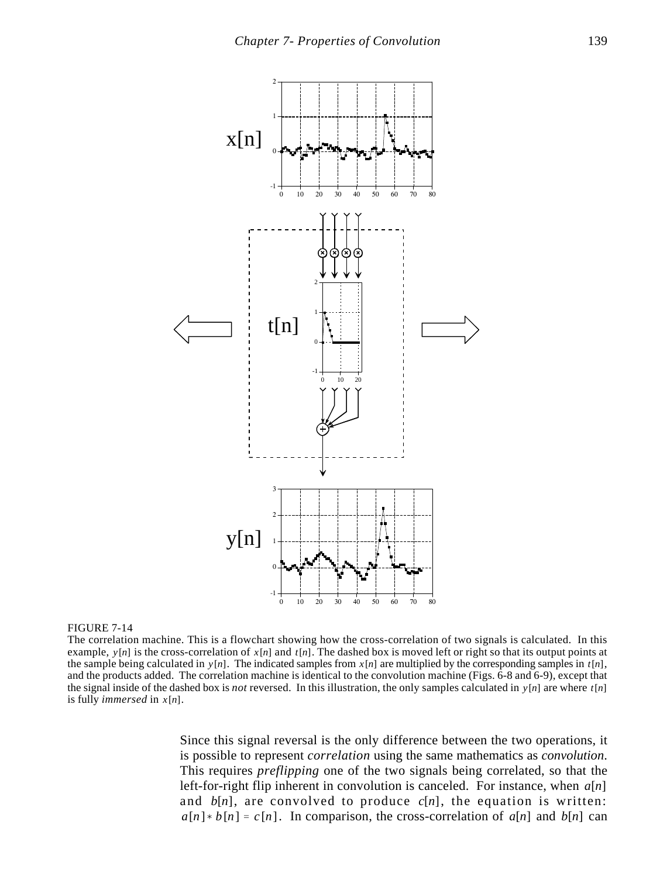FIGURE 7-14
The correlation machine. This is a flowchart showing how the cross-correlation of two signals is calculated. In this example, $y[n]$ is the cross-correlation of $x[n]$ and $t[n]$. The dashed box is moved left or right so that its output points at the sample being calculated in $y[n]$. The indicated samples from $x[n]$ are multiplied by the corresponding samples in $t[n]$, and the products added. The correlation machine is identical to the convolution machine (Figs. 6-8 and 6-9), except that the signal inside of the dashed box is *not* reversed. In this illustration, the only samples calculated in $y[n]$ are where $t[n]$ is fully *immersed* in $x[n]$.

Since this signal reversal is the only difference between the two operations, it is possible to represent *correlation* using the same mathematics as *convolution*. This requires *preflipping* one of the two signals being correlated, so that the left-for-right flip inherent in convolution is canceled. For instance, when $a[n]$ and $b[n]$, are convolved to produce $c[n]$, the equation is written: $a[n] * b[n] = c[n]$. In comparison, the cross-correlation of $a[n]$ and $b[n]$ can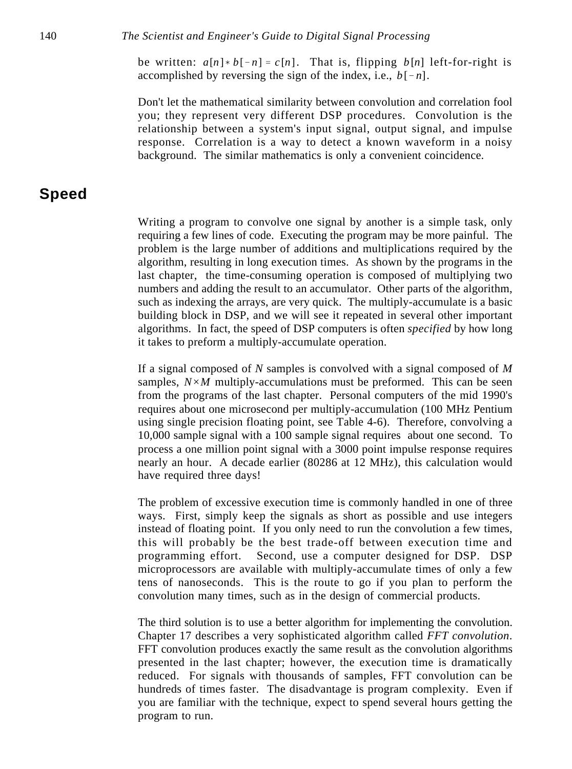be written: $a[n] * b[-n] = c[n]$. That is, flipping $b[n]$ left-for-right is accomplished by reversing the sign of the index, i.e., $b[-n]$.

Don't let the mathematical similarity between convolution and correlation fool you; they represent very different DSP procedures. Convolution is the relationship between a system's input signal, output signal, and impulse response. Correlation is a way to detect a known waveform in a noisy background. The similar mathematics is only a convenient coincidence.

## Speed

Writing a program to convolve one signal by another is a simple task, only requiring a few lines of code. Executing the program may be more painful. The problem is the large number of additions and multiplications required by the algorithm, resulting in long execution times. As shown by the programs in the last chapter, the time-consuming operation is composed of multiplying two numbers and adding the result to an accumulator. Other parts of the algorithm, such as indexing the arrays, are very quick. The multiply-accumulate is a basic building block in DSP, and we will see it repeated in several other important algorithms. In fact, the speed of DSP computers is often *specified* by how long it takes to preform a multiply-accumulate operation.

If a signal composed of $N$ samples is convolved with a signal composed of $M$ samples, $N \times M$ multiply-accumulations must be preformed. This can be seen from the programs of the last chapter. Personal computers of the mid 1990's requires about one microsecond per multiply-accumulation (100 MHz Pentium using single precision floating point, see Table 4-6). Therefore, convolving a 10,000 sample signal with a 100 sample signal requires about one second. To process a one million point signal with a 3000 point impulse response requires nearly an hour. A decade earlier (80286 at 12 MHz), this calculation would have required three days!

The problem of excessive execution time is commonly handled in one of three ways. First, simply keep the signals as short as possible and use integers instead of floating point. If you only need to run the convolution a few times, this will probably be the best trade-off between execution time and programming effort. Second, use a computer designed for DSP. DSP microprocessors are available with multiply-accumulate times of only a few tens of nanoseconds. This is the route to go if you plan to perform the convolution many times, such as in the design of commercial products.

The third solution is to use a better algorithm for implementing the convolution. Chapter 17 describes a very sophisticated algorithm called *FFT convolution*. FFT convolution produces exactly the same result as the convolution algorithms presented in the last chapter; however, the execution time is dramatically reduced. For signals with thousands of samples, FFT convolution can be hundreds of times faster. The disadvantage is program complexity. Even if you are familiar with the technique, expect to spend several hours getting the program to run.